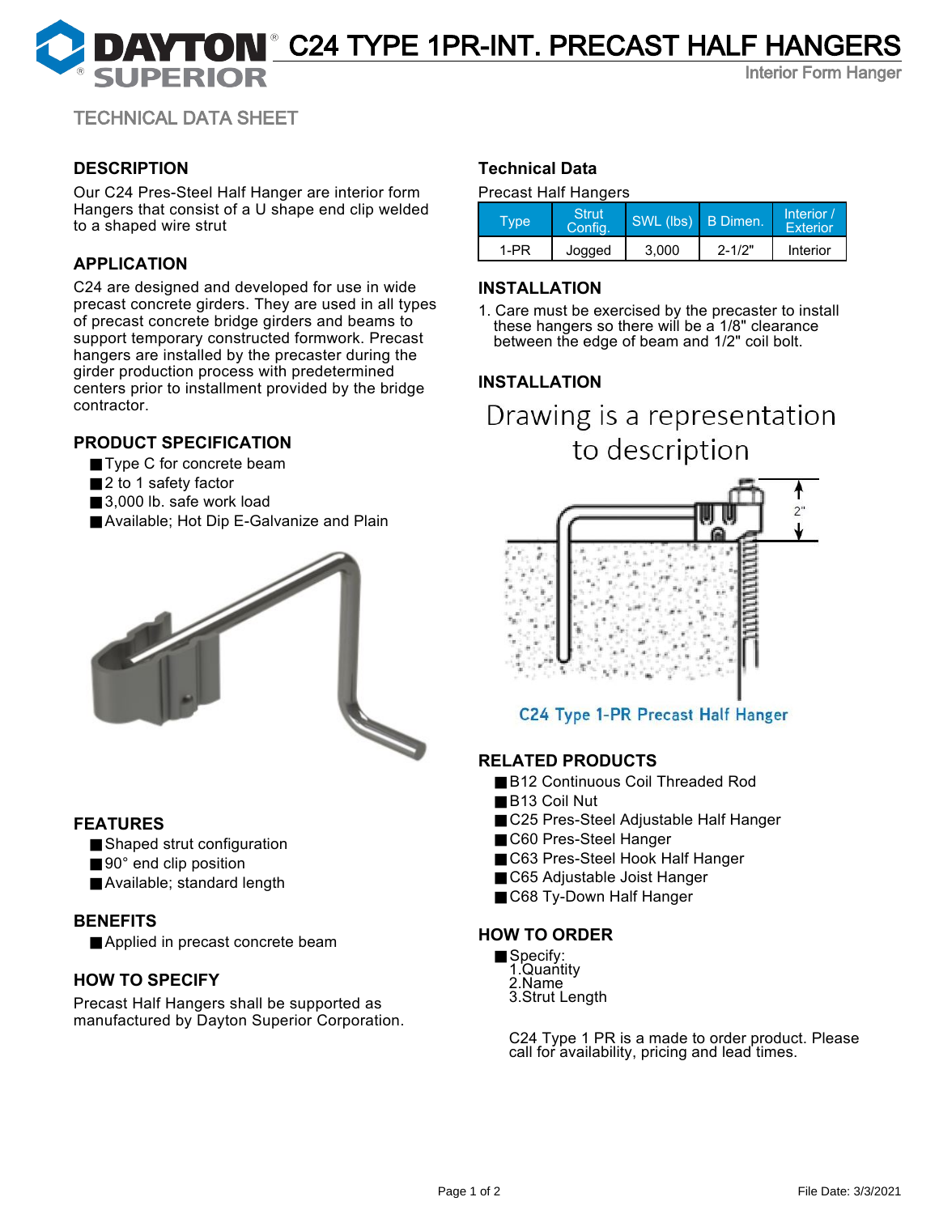# C24 TYPE 1PR-INT. PRECAST HALF HANGERS

Interior Form Hanger

TECHNICAL DATA SHEET

## DESCRIPTION

Our C24 Pres-Steel Half Hanger are interior form Hangers that consist of a U shape end clip welded to a shaped wire strut

## APPLICATION

C24 are designed and developed for use in wide precast concrete girders. They are used in all types of precast concrete bridge girders and beams to support temporary constructed formwork. Precast hangers are installed by the precaster during the girder production process with predetermined centers prior to installment provided by the bridge contractor.

## PRODUCT SPECIFICATION

- Type C for concrete beam
- 2 to 1 safety factor
- 3,000 lb. safe work load
- Available; Hot Dip E-Galvanize and Plain

## FEATURES

- Shaped strut configuration
- 90° end clip position
- Available; standard length

## BENEFITS

- Applied in precast concrete beam

## HOW TO SPECIFY

Precast Half Hangers shall be supported as manufactured by Dayton Superior Corporation.

## Technical Data

Precast Half Hangers

| Type | Strut Config. | SWL (lbs) | B Dimen. | Interior / Exterior |
|---|---|---|---|---|
| 1-PR | Jogged | 3,000 | 2-1/2" | Interior |

## INSTALLATION

1. Care must be exercised by the precaster to install these hangers so there will be a 1/8" clearance between the edge of beam and 1/2" coil bolt.

## INSTALLATION

Drawing is a representation to description

2"

C24 Type 1-PR Precast Half Hanger

## RELATED PRODUCTS

- B12 Continuous Coil Threaded Rod
- B13 Coil Nut
- C25 Pres-Steel Adjustable Half Hanger
- C60 Pres-Steel Hanger
- C63 Pres-Steel Hook Half Hanger
- C65 Adjustable Joist Hanger
- C68 Ty-Down Half Hanger

## HOW TO ORDER

- Specify:
  1. Quantity
  2. Name
  3. Strut Length

C24 Type 1 PR is a made to order product. Please call for availability, pricing and lead times.

File Date: 3/3/2021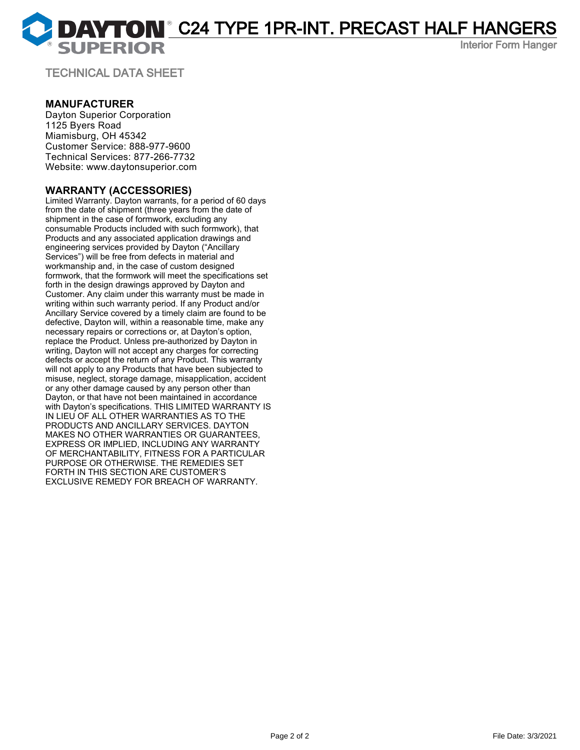# C24 TYPE 1PR-INT. PRECAST HALF HANGERS

Interior Form Hanger

TECHNICAL DATA SHEET

## MANUFACTURER

Dayton Superior Corporation
1125 Byers Road
Miamisburg, OH 45342
Customer Service: 888-977-9600
Technical Services: 877-266-7732
Website: www.daytonsuperior.com

## WARRANTY (ACCESSORIES)

Limited Warranty. Dayton warrants, for a period of 60 days from the date of shipment (three years from the date of shipment in the case of formwork, excluding any consumable Products included with such formwork), that Products and any associated application drawings and engineering services provided by Dayton ("Ancillary Services") will be free from defects in material and workmanship and, in the case of custom designed formwork, that the formwork will meet the specifications set forth in the design drawings approved by Dayton and Customer. Any claim under this warranty must be made in writing within such warranty period. If any Product and/or Ancillary Service covered by a timely claim are found to be defective, Dayton will, within a reasonable time, make any necessary repairs or corrections or, at Dayton's option, replace the Product. Unless pre-authorized by Dayton in writing, Dayton will not accept any charges for correcting defects or accept the return of any Product. This warranty will not apply to any Products that have been subjected to misuse, neglect, storage damage, misapplication, accident or any other damage caused by any person other than Dayton, or that have not been maintained in accordance with Dayton's specifications. THIS LIMITED WARRANTY IS IN LIEU OF ALL OTHER WARRANTIES AS TO THE PRODUCTS AND ANCILLARY SERVICES. DAYTON MAKES NO OTHER WARRANTIES OR GUARANTEES, EXPRESS OR IMPLIED, INCLUDING ANY WARRANTY OF MERCHANTABILITY, FITNESS FOR A PARTICULAR PURPOSE OR OTHERWISE. THE REMEDIES SET FORTH IN THIS SECTION ARE CUSTOMER'S EXCLUSIVE REMEDY FOR BREACH OF WARRANTY.

File Date: 3/3/2021